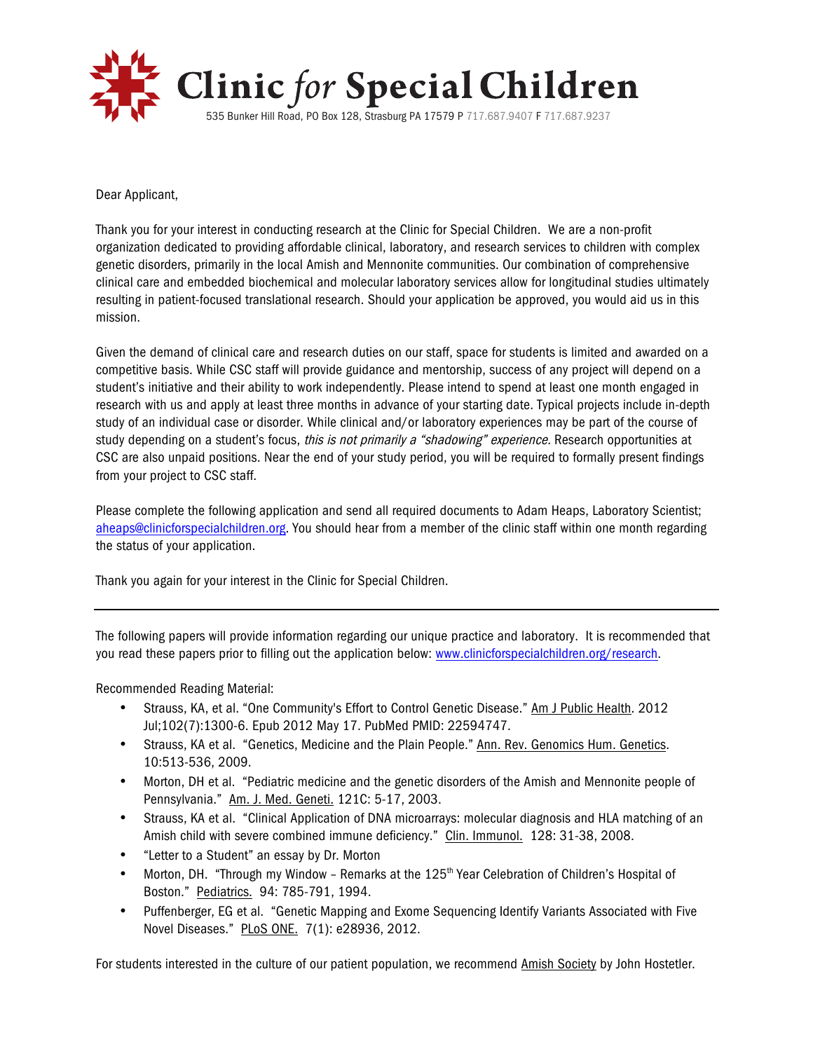# Clinic *for* Special Children

535 Bunker Hill Road, PO Box 128, Strasburg PA 17579 P 717.687.9407 F 717.687.9237

Dear Applicant,

Thank you for your interest in conducting research at the Clinic for Special Children. We are a non-profit organization dedicated to providing affordable clinical, laboratory, and research services to children with complex genetic disorders, primarily in the local Amish and Mennonite communities. Our combination of comprehensive clinical care and embedded biochemical and molecular laboratory services allow for longitudinal studies ultimately resulting in patient-focused translational research. Should your application be approved, you would aid us in this mission.

Given the demand of clinical care and research duties on our staff, space for students is limited and awarded on a competitive basis. While CSC staff will provide guidance and mentorship, success of any project will depend on a student's initiative and their ability to work independently. Please intend to spend at least one month engaged in research with us and apply at least three months in advance of your starting date. Typical projects include in-depth study of an individual case or disorder. While clinical and/or laboratory experiences may be part of the course of study depending on a student's focus, *this is not primarily a "shadowing" experience.* Research opportunities at CSC are also unpaid positions. Near the end of your study period, you will be required to formally present findings from your project to CSC staff.

Please complete the following application and send all required documents to Adam Heaps, Laboratory Scientist; aheaps@clinicforspecialchildren.org. You should hear from a member of the clinic staff within one month regarding the status of your application.

Thank you again for your interest in the Clinic for Special Children.

---

The following papers will provide information regarding our unique practice and laboratory. It is recommended that you read these papers prior to filling out the application below: www.clinicforspecialchildren.org/research.

Recommended Reading Material:

- Strauss, KA, et al. "One Community's Effort to Control Genetic Disease." Am J Public Health. 2012 Jul;102(7):1300-6. Epub 2012 May 17. PubMed PMID: 22594747.
- Strauss, KA et al. "Genetics, Medicine and the Plain People." Ann. Rev. Genomics Hum. Genetics. 10:513-536, 2009.
- Morton, DH et al. "Pediatric medicine and the genetic disorders of the Amish and Mennonite people of Pennsylvania." Am. J. Med. Geneti. 121C: 5-17, 2003.
- Strauss, KA et al. "Clinical Application of DNA microarrays: molecular diagnosis and HLA matching of an Amish child with severe combined immune deficiency." Clin. Immunol. 128: 31-38, 2008.
- "Letter to a Student" an essay by Dr. Morton
- Morton, DH. "Through my Window – Remarks at the 125th Year Celebration of Children's Hospital of Boston." Pediatrics. 94: 785-791, 1994.
- Puffenberger, EG et al. "Genetic Mapping and Exome Sequencing Identify Variants Associated with Five Novel Diseases." PLoS ONE. 7(1): e28936, 2012.

For students interested in the culture of our patient population, we recommend Amish Society by John Hostetler.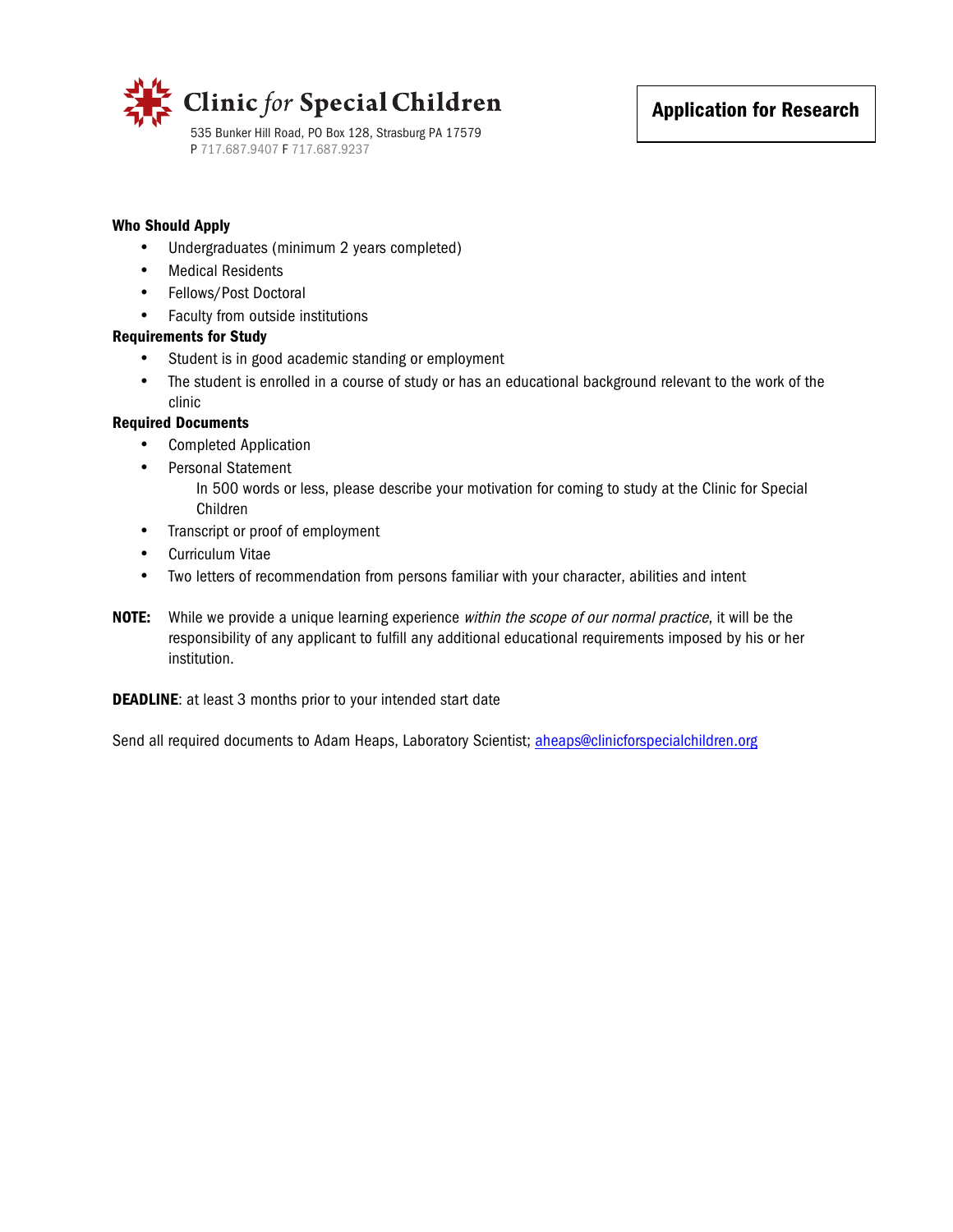**Clinic for Special Children**

535 Bunker Hill Road, PO Box 128, Strasburg PA 17579
P 717.687.9407 F 717.687.9237

# Application for Research

**Who Should Apply**

- Undergraduates (minimum 2 years completed)
- Medical Residents
- Fellows/Post Doctoral
- Faculty from outside institutions

**Requirements for Study**

- Student is in good academic standing or employment
- The student is enrolled in a course of study or has an educational background relevant to the work of the clinic

**Required Documents**

- Completed Application
- Personal Statement
  In 500 words or less, please describe your motivation for coming to study at the Clinic for Special Children
- Transcript or proof of employment
- Curriculum Vitae
- Two letters of recommendation from persons familiar with your character, abilities and intent

**NOTE:** While we provide a unique learning experience *within the scope of our normal practice*, it will be the responsibility of any applicant to fulfill any additional educational requirements imposed by his or her institution.

**DEADLINE**: at least 3 months prior to your intended start date

Send all required documents to Adam Heaps, Laboratory Scientist; aheaps@clinicforspecialchildren.org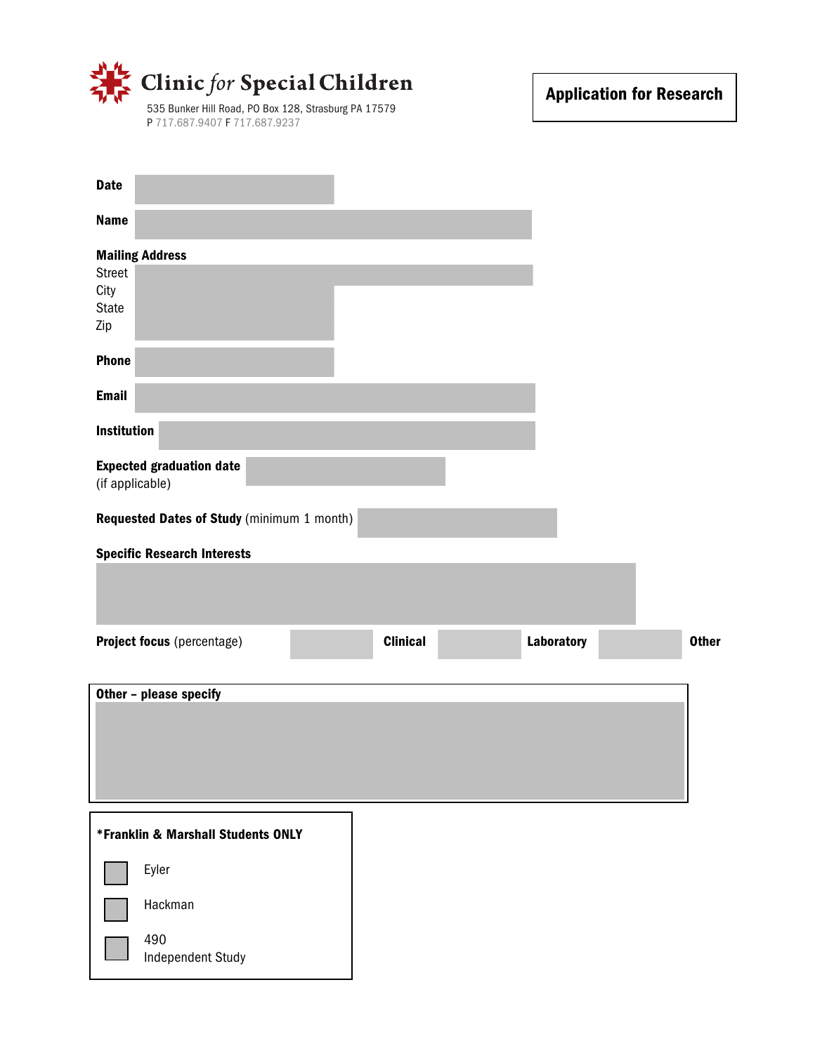# Clinic *for* Special Children

535 Bunker Hill Road, PO Box 128, Strasburg PA 17579
P 717.687.9407 F 717.687.9237

## Application for Research

**Date**

**Name**

**Mailing Address**

Street
City
State
Zip

**Phone**

**Email**

**Institution**

**Expected graduation date**
(if applicable)

**Requested Dates of Study** (minimum 1 month)

**Specific Research Interests**

**Project focus** (percentage) ____ **Clinical** ____ **Laboratory** ____ **Other**

**Other – please specify**

**\*Franklin & Marshall Students ONLY**

☐ Eyler

☐ Hackman

☐ 490
Independent Study